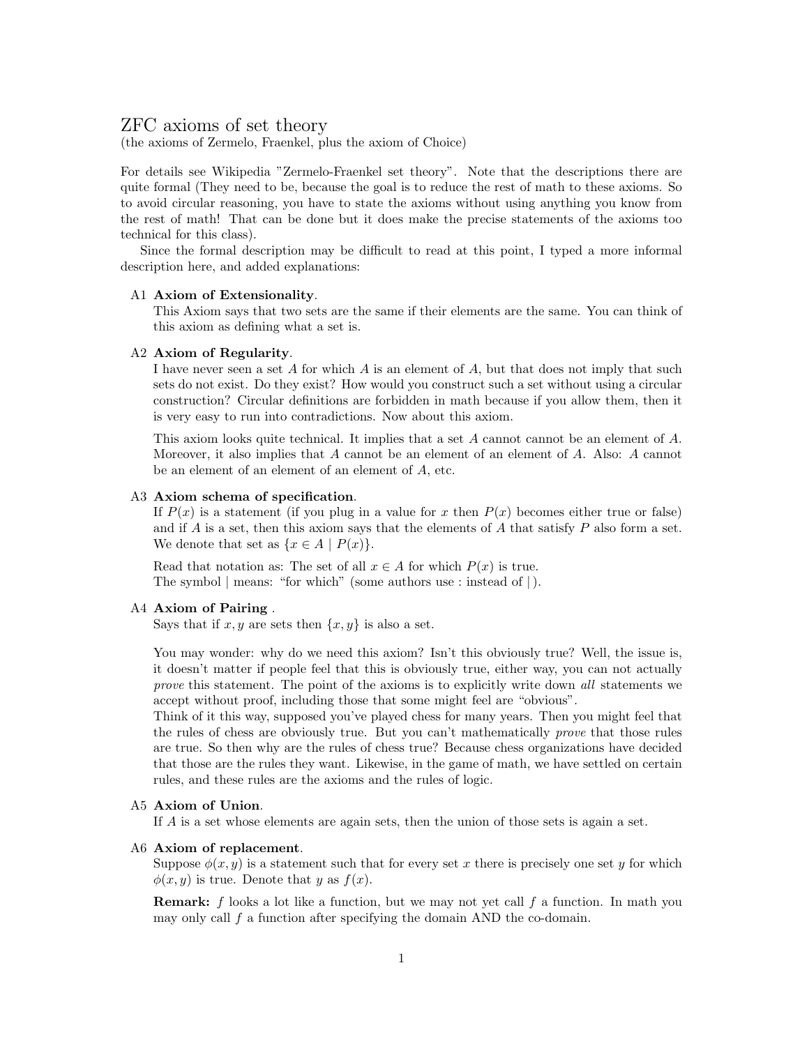# ZFC axioms of set theory

(the axioms of Zermelo, Fraenkel, plus the axiom of Choice)

For details see Wikipedia "Zermelo-Fraenkel set theory". Note that the descriptions there are quite formal (They need to be, because the goal is to reduce the rest of math to these axioms. So to avoid circular reasoning, you have to state the axioms without using anything you know from the rest of math! That can be done but it does make the precise statements of the axioms too technical for this class).

Since the formal description may be difficult to read at this point, I typed a more informal description here, and added explanations:

A1 **Axiom of Extensionality**.
This Axiom says that two sets are the same if their elements are the same. You can think of this axiom as defining what a set is.

A2 **Axiom of Regularity**.
I have never seen a set $A$ for which $A$ is an element of $A$, but that does not imply that such sets do not exist. Do they exist? How would you construct such a set without using a circular construction? Circular definitions are forbidden in math because if you allow them, then it is very easy to run into contradictions. Now about this axiom.

This axiom looks quite technical. It implies that a set $A$ cannot cannot be an element of $A$. Moreover, it also implies that $A$ cannot be an element of an element of $A$. Also: $A$ cannot be an element of an element of an element of $A$, etc.

A3 **Axiom schema of specification**.
If $P(x)$ is a statement (if you plug in a value for $x$ then $P(x)$ becomes either true or false) and if $A$ is a set, then this axiom says that the elements of $A$ that satisfy $P$ also form a set. We denote that set as $\{x \in A \mid P(x)\}$.

Read that notation as: The set of all $x \in A$ for which $P(x)$ is true.
The symbol | means: "for which" (some authors use : instead of | ).

A4 **Axiom of Pairing** .
Says that if $x, y$ are sets then $\{x, y\}$ is also a set.

You may wonder: why do we need this axiom? Isn't this obviously true? Well, the issue is, it doesn't matter if people feel that this is obviously true, either way, you can not actually *prove* this statement. The point of the axioms is to explicitly write down *all* statements we accept without proof, including those that some might feel are "obvious".
Think of it this way, supposed you've played chess for many years. Then you might feel that the rules of chess are obviously true. But you can't mathematically *prove* that those rules are true. So then why are the rules of chess true? Because chess organizations have decided that those are the rules they want. Likewise, in the game of math, we have settled on certain rules, and these rules are the axioms and the rules of logic.

A5 **Axiom of Union**.
If $A$ is a set whose elements are again sets, then the union of those sets is again a set.

A6 **Axiom of replacement**.
Suppose $\phi(x, y)$ is a statement such that for every set $x$ there is precisely one set $y$ for which $\phi(x, y)$ is true. Denote that $y$ as $f(x)$.

**Remark:** $f$ looks a lot like a function, but we may not yet call $f$ a function. In math you may only call $f$ a function after specifying the domain AND the co-domain.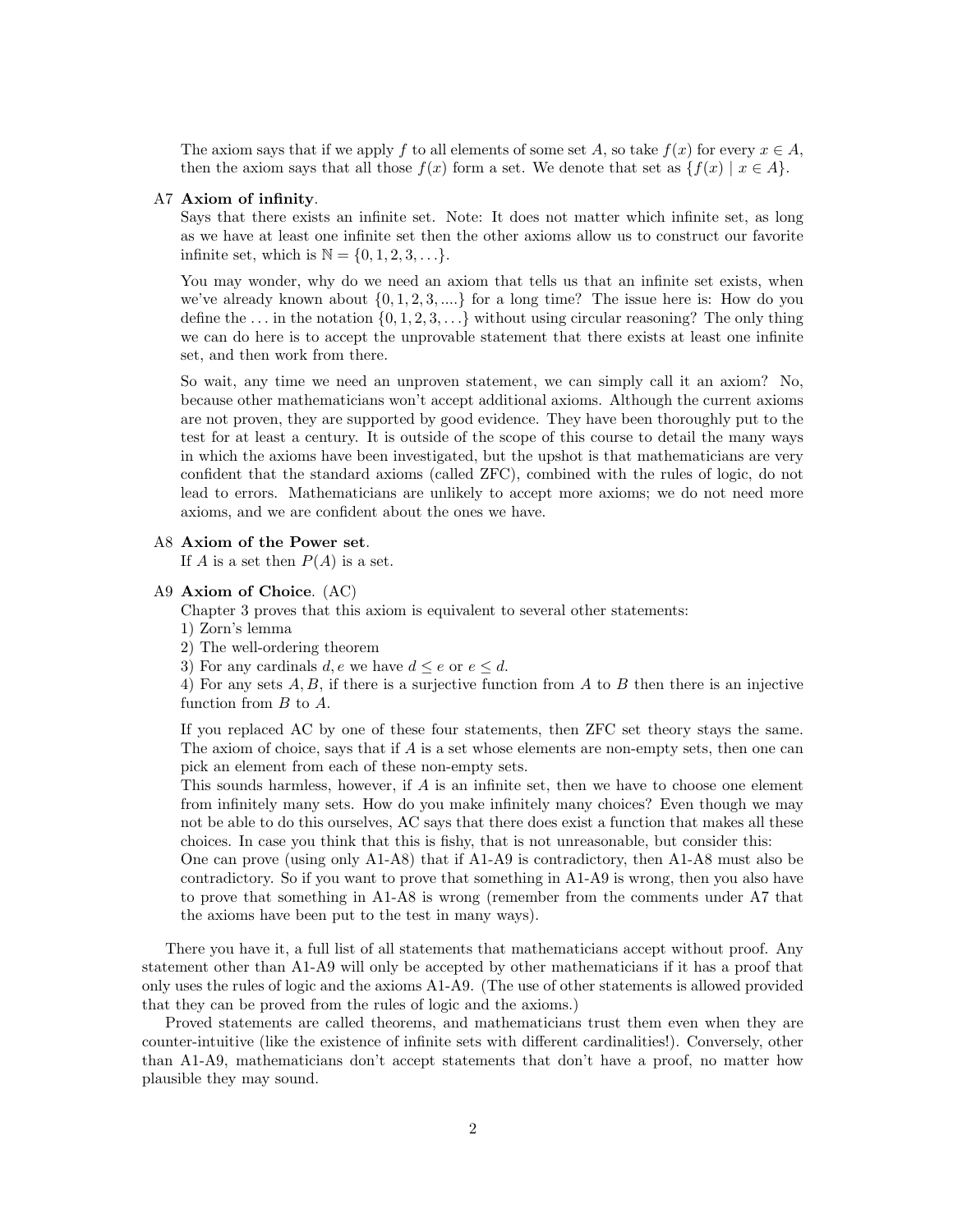The axiom says that if we apply $f$ to all elements of some set $A$, so take $f(x)$ for every $x \in A$, then the axiom says that all those $f(x)$ form a set. We denote that set as $\{f(x) \mid x \in A\}$.

A7 **Axiom of infinity**.
Says that there exists an infinite set. Note: It does not matter which infinite set, as long as we have at least one infinite set then the other axioms allow us to construct our favorite infinite set, which is $\mathbb{N} = \{0, 1, 2, 3, \ldots\}$.

You may wonder, why do we need an axiom that tells us that an infinite set exists, when we've already known about $\{0, 1, 2, 3, ....\}$ for a long time? The issue here is: How do you define the $\ldots$ in the notation $\{0, 1, 2, 3, \ldots\}$ without using circular reasoning? The only thing we can do here is to accept the unprovable statement that there exists at least one infinite set, and then work from there.

So wait, any time we need an unproven statement, we can simply call it an axiom? No, because other mathematicians won't accept additional axioms. Although the current axioms are not proven, they are supported by good evidence. They have been thoroughly put to the test for at least a century. It is outside of the scope of this course to detail the many ways in which the axioms have been investigated, but the upshot is that mathematicians are very confident that the standard axioms (called ZFC), combined with the rules of logic, do not lead to errors. Mathematicians are unlikely to accept more axioms; we do not need more axioms, and we are confident about the ones we have.

A8 **Axiom of the Power set**.
If $A$ is a set then $P(A)$ is a set.

A9 **Axiom of Choice**. (AC)
Chapter 3 proves that this axiom is equivalent to several other statements:
1) Zorn's lemma
2) The well-ordering theorem
3) For any cardinals $d, e$ we have $d \leq e$ or $e \leq d$.
4) For any sets $A, B$, if there is a surjective function from $A$ to $B$ then there is an injective function from $B$ to $A$.

If you replaced AC by one of these four statements, then ZFC set theory stays the same. The axiom of choice, says that if $A$ is a set whose elements are non-empty sets, then one can pick an element from each of these non-empty sets.
This sounds harmless, however, if $A$ is an infinite set, then we have to choose one element from infinitely many sets. How do you make infinitely many choices? Even though we may not be able to do this ourselves, AC says that there does exist a function that makes all these choices. In case you think that this is fishy, that is not unreasonable, but consider this:
One can prove (using only A1-A8) that if A1-A9 is contradictory, then A1-A8 must also be contradictory. So if you want to prove that something in A1-A9 is wrong, then you also have to prove that something in A1-A8 is wrong (remember from the comments under A7 that the axioms have been put to the test in many ways).

There you have it, a full list of all statements that mathematicians accept without proof. Any statement other than A1-A9 will only be accepted by other mathematicians if it has a proof that only uses the rules of logic and the axioms A1-A9. (The use of other statements is allowed provided that they can be proved from the rules of logic and the axioms.)

Proved statements are called theorems, and mathematicians trust them even when they are counter-intuitive (like the existence of infinite sets with different cardinalities!). Conversely, other than A1-A9, mathematicians don't accept statements that don't have a proof, no matter how plausible they may sound.